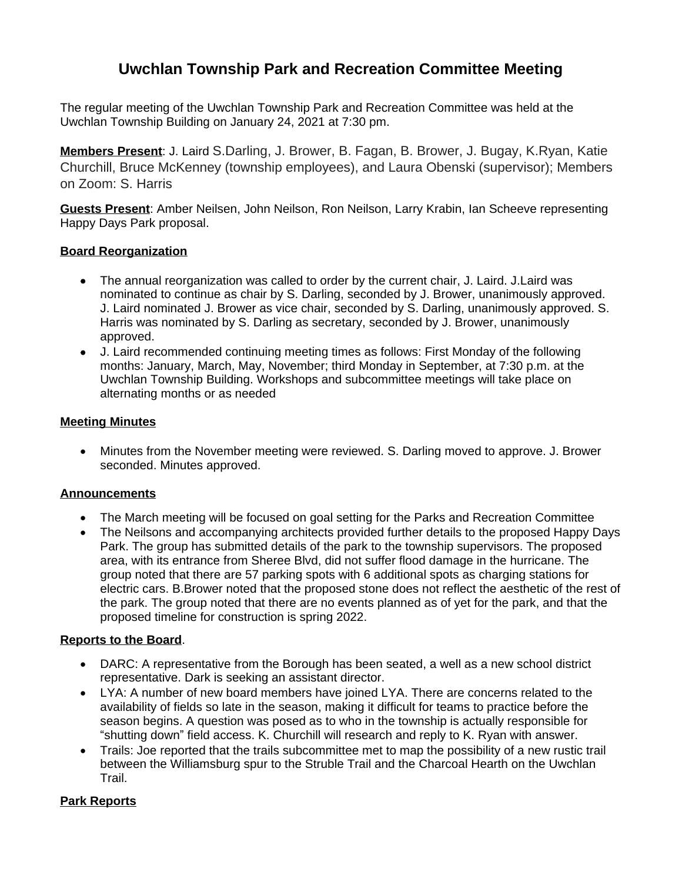# Uwchlan Township Park and Recreation Committee Meeting

The regular meeting of the Uwchlan Township Park and Recreation Committee was held at the Uwchlan Township Building on January 24, 2021 at 7:30 pm.

**Members Present**: J. Laird S.Darling, J. Brower, B. Fagan, B. Brower, J. Bugay, K.Ryan, Katie Churchill, Bruce McKenney (township employees), and Laura Obenski (supervisor); Members on Zoom: S. Harris

**Guests Present**: Amber Neilsen, John Neilson, Ron Neilson, Larry Krabin, Ian Scheeve representing Happy Days Park proposal.

**Board Reorganization**

- The annual reorganization was called to order by the current chair, J. Laird. J.Laird was nominated to continue as chair by S. Darling, seconded by J. Brower, unanimously approved. J. Laird nominated J. Brower as vice chair, seconded by S. Darling, unanimously approved. S. Harris was nominated by S. Darling as secretary, seconded by J. Brower, unanimously approved.
- J. Laird recommended continuing meeting times as follows: First Monday of the following months: January, March, May, November; third Monday in September, at 7:30 p.m. at the Uwchlan Township Building. Workshops and subcommittee meetings will take place on alternating months or as needed

**Meeting Minutes**

- Minutes from the November meeting were reviewed. S. Darling moved to approve. J. Brower seconded. Minutes approved.

**Announcements**

- The March meeting will be focused on goal setting for the Parks and Recreation Committee
- The Neilsons and accompanying architects provided further details to the proposed Happy Days Park. The group has submitted details of the park to the township supervisors. The proposed area, with its entrance from Sheree Blvd, did not suffer flood damage in the hurricane. The group noted that there are 57 parking spots with 6 additional spots as charging stations for electric cars. B.Brower noted that the proposed stone does not reflect the aesthetic of the rest of the park. The group noted that there are no events planned as of yet for the park, and that the proposed timeline for construction is spring 2022.

**Reports to the Board**.

- DARC: A representative from the Borough has been seated, a well as a new school district representative. Dark is seeking an assistant director.
- LYA: A number of new board members have joined LYA. There are concerns related to the availability of fields so late in the season, making it difficult for teams to practice before the season begins. A question was posed as to who in the township is actually responsible for "shutting down" field access. K. Churchill will research and reply to K. Ryan with answer.
- Trails: Joe reported that the trails subcommittee met to map the possibility of a new rustic trail between the Williamsburg spur to the Struble Trail and the Charcoal Hearth on the Uwchlan Trail.

**Park Reports**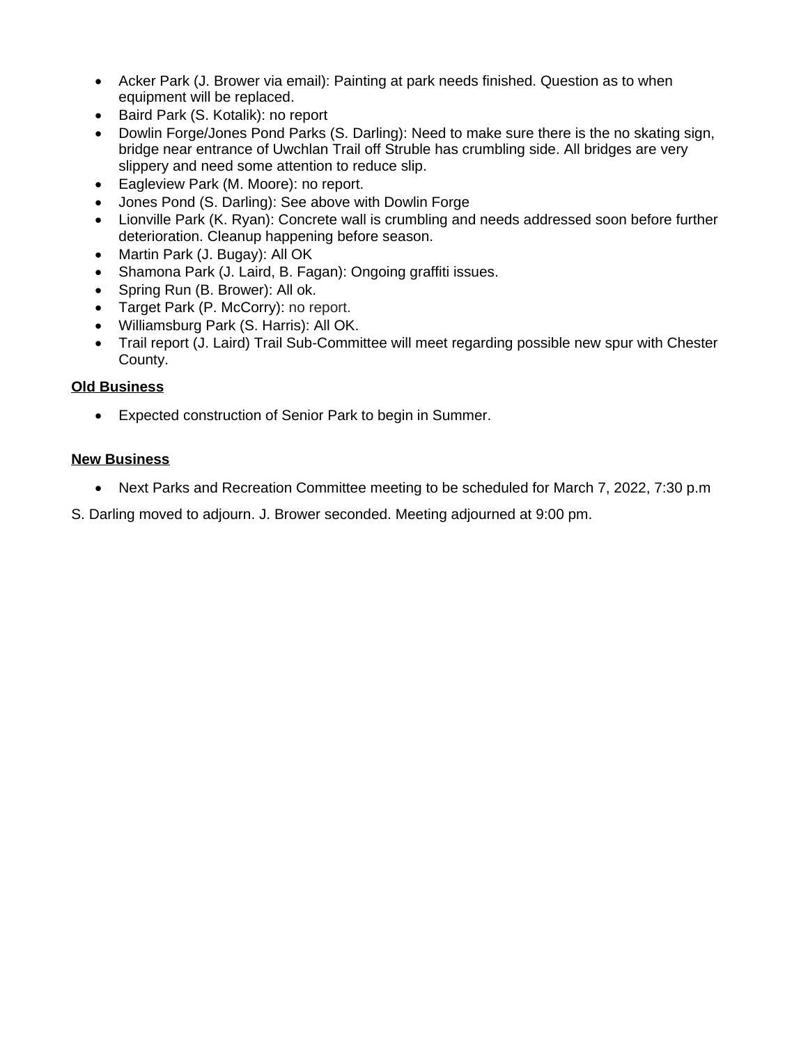- Acker Park (J. Brower via email): Painting at park needs finished. Question as to when equipment will be replaced.
- Baird Park (S. Kotalik): no report
- Dowlin Forge/Jones Pond Parks (S. Darling): Need to make sure there is the no skating sign, bridge near entrance of Uwchlan Trail off Struble has crumbling side. All bridges are very slippery and need some attention to reduce slip.
- Eagleview Park (M. Moore): no report.
- Jones Pond (S. Darling): See above with Dowlin Forge
- Lionville Park (K. Ryan): Concrete wall is crumbling and needs addressed soon before further deterioration. Cleanup happening before season.
- Martin Park (J. Bugay): All OK
- Shamona Park (J. Laird, B. Fagan): Ongoing graffiti issues.
- Spring Run (B. Brower): All ok.
- Target Park (P. McCorry): no report.
- Williamsburg Park (S. Harris): All OK.
- Trail report (J. Laird) Trail Sub-Committee will meet regarding possible new spur with Chester County.

**Old Business**

- Expected construction of Senior Park to begin in Summer.

**New Business**

- Next Parks and Recreation Committee meeting to be scheduled for March 7, 2022, 7:30 p.m

S. Darling moved to adjourn. J. Brower seconded. Meeting adjourned at 9:00 pm.